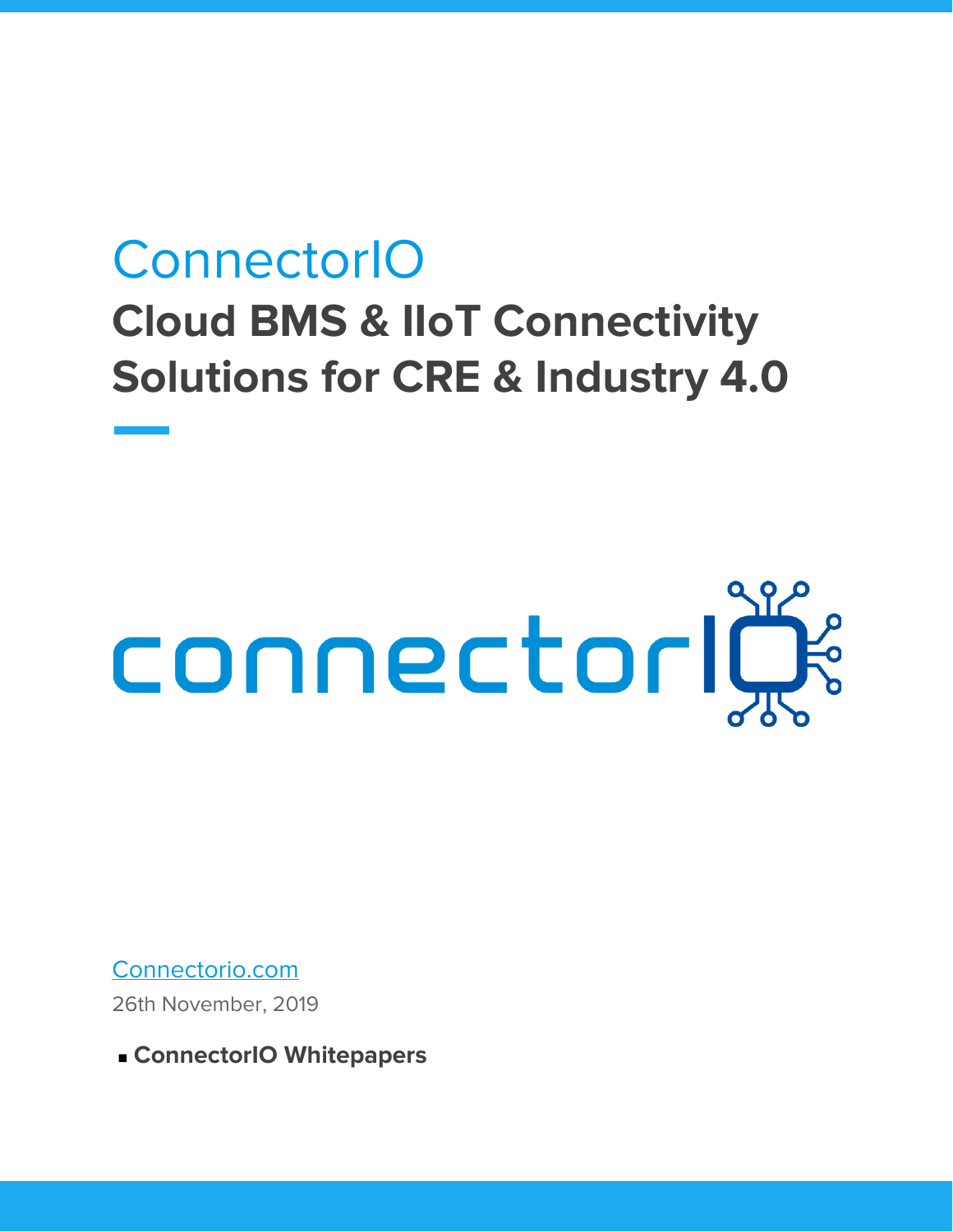# ConnectorIO

## Cloud BMS & IIoT Connectivity Solutions for CRE & Industry 4.0

connectorIO

[Connectorio.com](https://connectorio.com)

26th November, 2019

- **ConnectorIO Whitepapers**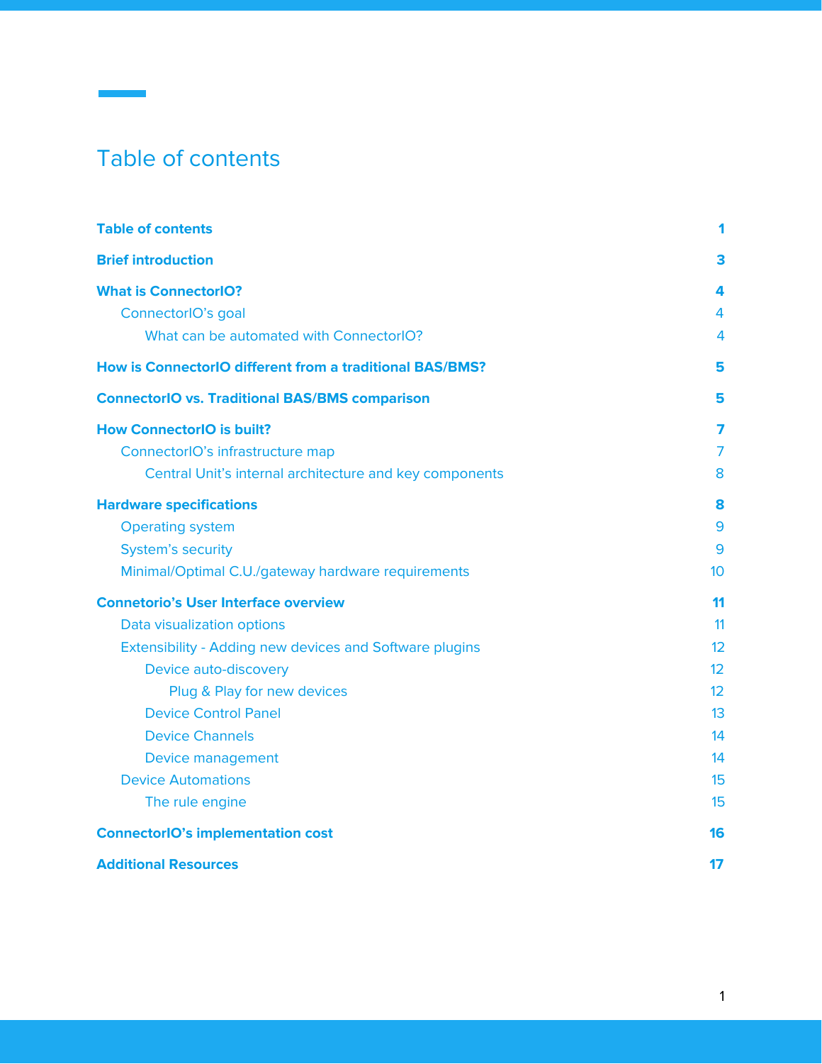# Table of contents

| | |
|---|---|
| **Table of contents** | **1** |
| **Brief introduction** | **3** |
| **What is ConnectorIO?** | **4** |
| ConnectorIO's goal | 4 |
| What can be automated with ConnectorIO? | 4 |
| **How is ConnectorIO different from a traditional BAS/BMS?** | **5** |
| **ConnectorIO vs. Traditional BAS/BMS comparison** | **5** |
| **How ConnectorIO is built?** | **7** |
| ConnectorIO's infrastructure map | 7 |
| Central Unit's internal architecture and key components | 8 |
| **Hardware specifications** | **8** |
| Operating system | 9 |
| System's security | 9 |
| Minimal/Optimal C.U./gateway hardware requirements | 10 |
| **Connetorio's User Interface overview** | **11** |
| Data visualization options | 11 |
| Extensibility - Adding new devices and Software plugins | 12 |
| Device auto-discovery | 12 |
| Plug & Play for new devices | 12 |
| Device Control Panel | 13 |
| Device Channels | 14 |
| Device management | 14 |
| Device Automations | 15 |
| The rule engine | 15 |
| **ConnectorIO's implementation cost** | **16** |
| **Additional Resources** | **17** |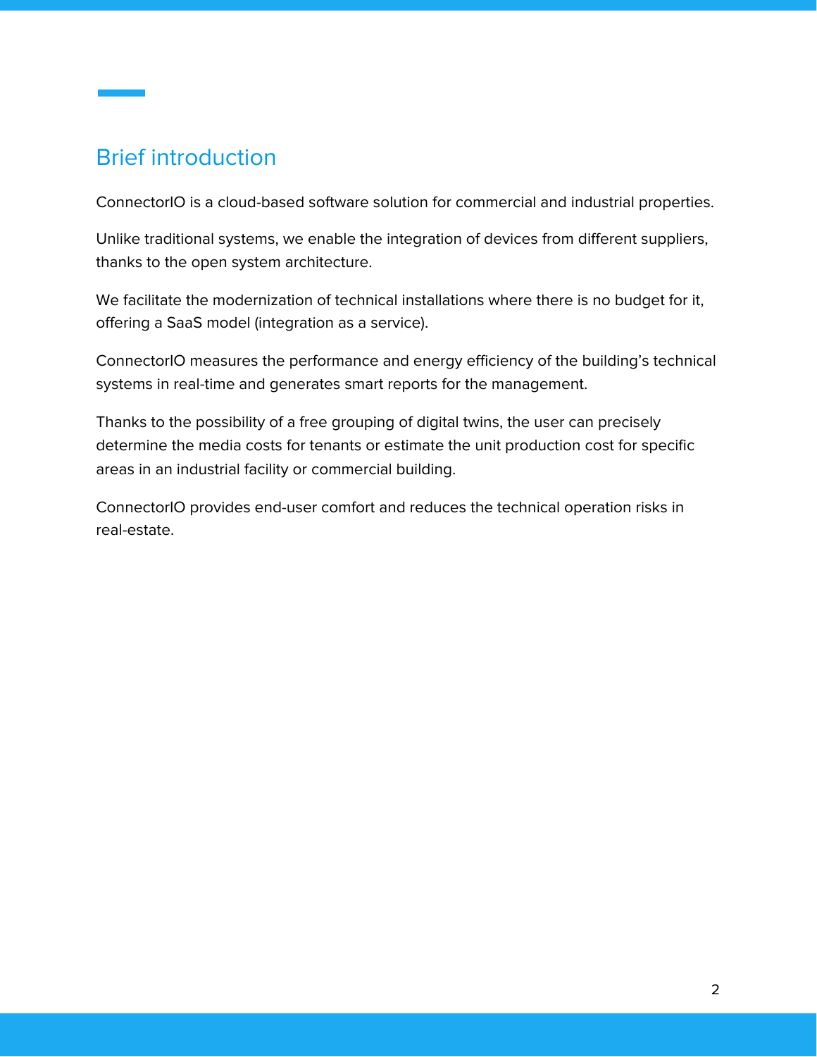## Brief introduction

ConnectorIO is a cloud-based software solution for commercial and industrial properties.

Unlike traditional systems, we enable the integration of devices from different suppliers, thanks to the open system architecture.

We facilitate the modernization of technical installations where there is no budget for it, offering a SaaS model (integration as a service).

ConnectorIO measures the performance and energy efficiency of the building's technical systems in real-time and generates smart reports for the management.

Thanks to the possibility of a free grouping of digital twins, the user can precisely determine the media costs for tenants or estimate the unit production cost for specific areas in an industrial facility or commercial building.

ConnectorIO provides end-user comfort and reduces the technical operation risks in real-estate.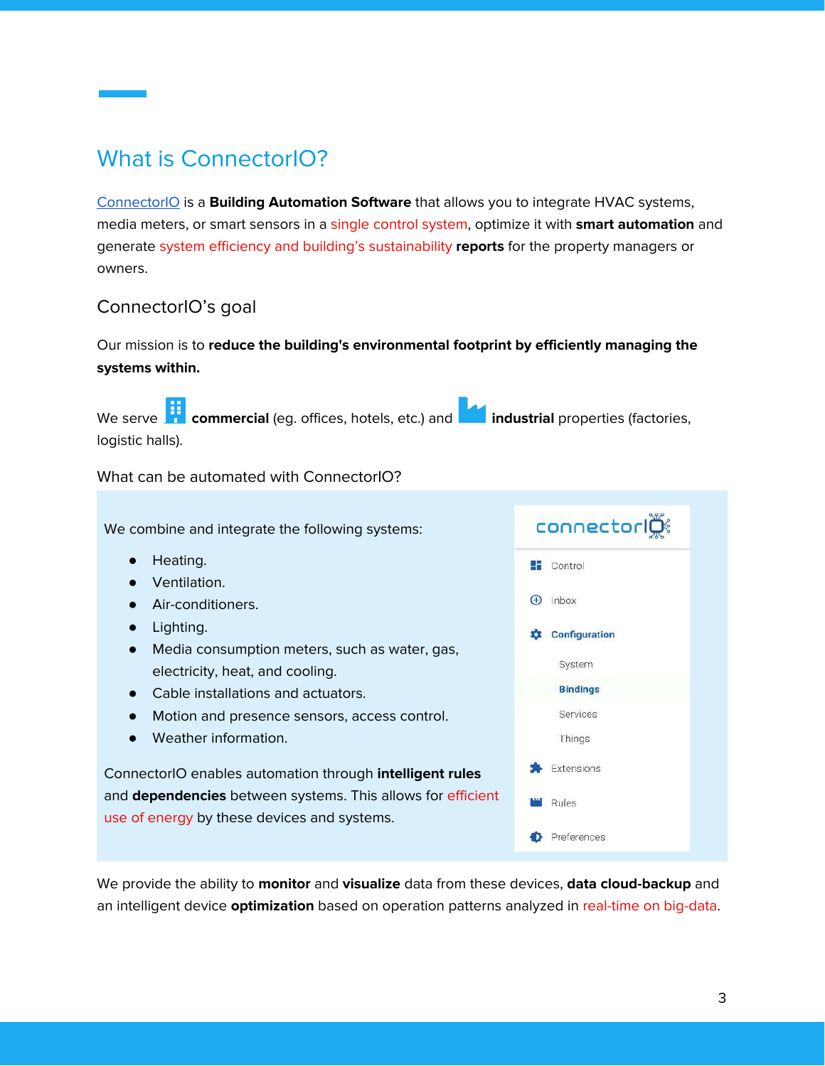# What is ConnectorIO?

ConnectorIO is a **Building Automation Software** that allows you to integrate HVAC systems, media meters, or smart sensors in a single control system, optimize it with **smart automation** and generate system efficiency and building's sustainability **reports** for the property managers or owners.

## ConnectorIO's goal

Our mission is to **reduce the building's environmental footprint by efficiently managing the systems within.**

We serve **commercial** (eg. offices, hotels, etc.) and **industrial** properties (factories, logistic halls).

## What can be automated with ConnectorIO?

We combine and integrate the following systems:

- Heating.
- Ventilation.
- Air-conditioners.
- Lighting.
- Media consumption meters, such as water, gas, electricity, heat, and cooling.
- Cable installations and actuators.
- Motion and presence sensors, access control.
- Weather information.

ConnectorIO enables automation through **intelligent rules** and **dependencies** between systems. This allows for efficient use of energy by these devices and systems.

connectorIO

- Control
- Inbox
- Configuration
  - System
  - Bindings
  - Services
  - Things
- Extensions
- Rules
- Preferences

We provide the ability to **monitor** and **visualize** data from these devices, **data cloud-backup** and an intelligent device **optimization** based on operation patterns analyzed in real-time on big-data.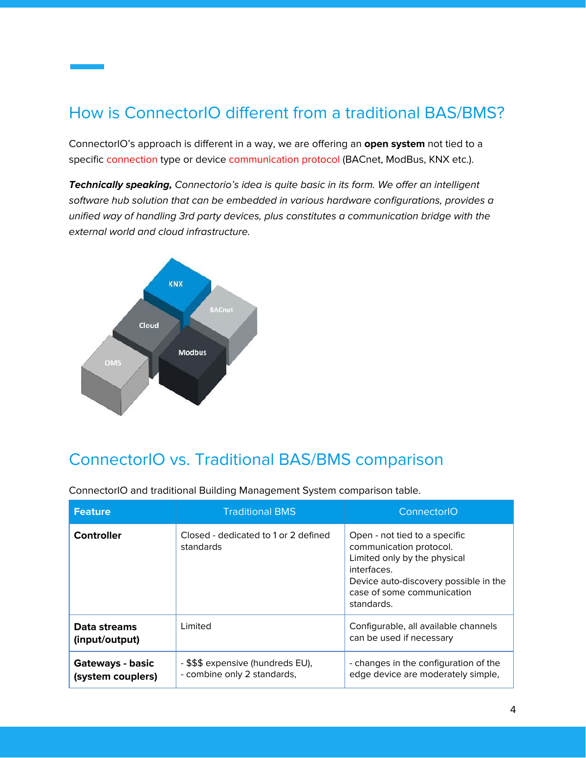## How is ConnectorIO different from a traditional BAS/BMS?

ConnectorIO's approach is different in a way, we are offering an **open system** not tied to a specific connection type or device communication protocol (BACnet, ModBus, KNX etc.).

***Technically speaking,*** *Connectorio's idea is quite basic in its form. We offer an intelligent software hub solution that can be embedded in various hardware configurations, provides a unified way of handling 3rd party devices, plus constitutes a communication bridge with the external world and cloud infrastructure.*

## ConnectorIO vs. Traditional BAS/BMS comparison

ConnectorIO and traditional Building Management System comparison table.

| Feature | Traditional BMS | ConnectorIO |
|---|---|---|
| **Controller** | Closed - dedicated to 1 or 2 defined standards | Open - not tied to a specific communication protocol.<br>Limited only by the physical interfaces.<br>Device auto-discovery possible in the case of some communication standards. |
| **Data streams (input/output)** | Limited | Configurable, all available channels can be used if necessary |
| **Gateways - basic (system couplers)** | - $$$ expensive (hundreds EU),<br>- combine only 2 standards, | - changes in the configuration of the edge device are moderately simple, |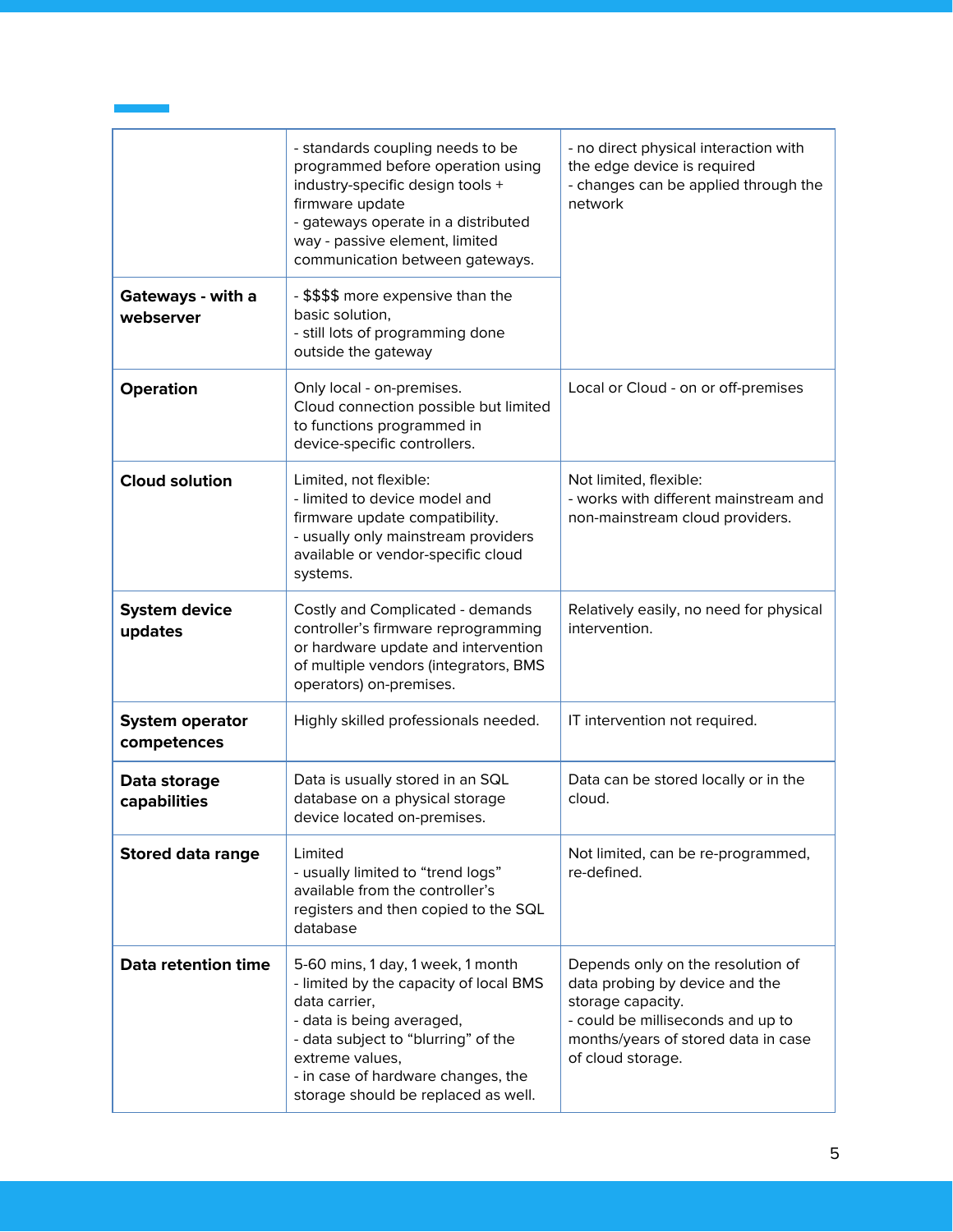| | | |
|---|---|---|
| | - standards coupling needs to be programmed before operation using industry-specific design tools + firmware update<br>- gateways operate in a distributed way - passive element, limited communication between gateways. | - no direct physical interaction with the edge device is required<br>- changes can be applied through the network |
| **Gateways - with a webserver** | - $$$$ more expensive than the basic solution,<br>- still lots of programming done outside the gateway | |
| **Operation** | Only local - on-premises.<br>Cloud connection possible but limited to functions programmed in device-specific controllers. | Local or Cloud - on or off-premises |
| **Cloud solution** | Limited, not flexible:<br>- limited to device model and firmware update compatibility.<br>- usually only mainstream providers available or vendor-specific cloud systems. | Not limited, flexible:<br>- works with different mainstream and non-mainstream cloud providers. |
| **System device updates** | Costly and Complicated - demands controller's firmware reprogramming or hardware update and intervention of multiple vendors (integrators, BMS operators) on-premises. | Relatively easily, no need for physical intervention. |
| **System operator competences** | Highly skilled professionals needed. | IT intervention not required. |
| **Data storage capabilities** | Data is usually stored in an SQL database on a physical storage device located on-premises. | Data can be stored locally or in the cloud. |
| **Stored data range** | Limited<br>- usually limited to "trend logs" available from the controller's registers and then copied to the SQL database | Not limited, can be re-programmed, re-defined. |
| **Data retention time** | 5-60 mins, 1 day, 1 week, 1 month<br>- limited by the capacity of local BMS data carrier,<br>- data is being averaged,<br>- data subject to "blurring" of the extreme values,<br>- in case of hardware changes, the storage should be replaced as well. | Depends only on the resolution of data probing by device and the storage capacity.<br>- could be milliseconds and up to months/years of stored data in case of cloud storage. |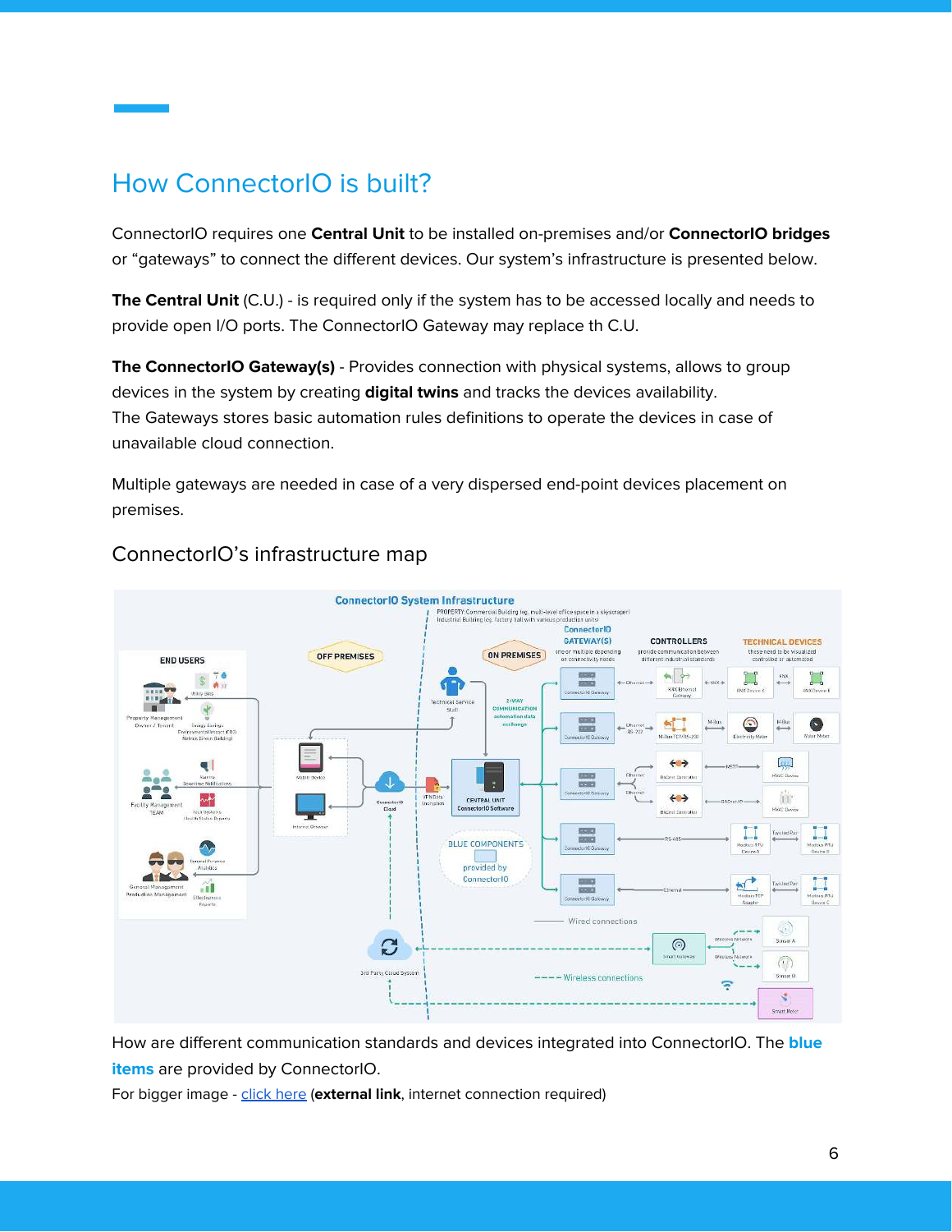# How ConnectorIO is built?

ConnectorIO requires one **Central Unit** to be installed on-premises and/or **ConnectorIO bridges** or "gateways" to connect the different devices. Our system's infrastructure is presented below.

**The Central Unit** (C.U.) - is required only if the system has to be accessed locally and needs to provide open I/O ports. The ConnectorIO Gateway may replace th C.U.

**The ConnectorIO Gateway(s)** - Provides connection with physical systems, allows to group devices in the system by creating **digital twins** and tracks the devices availability. The Gateways stores basic automation rules definitions to operate the devices in case of unavailable cloud connection.

Multiple gateways are needed in case of a very dispersed end-point devices placement on premises.

## ConnectorIO's infrastructure map

How are different communication standards and devices integrated into ConnectorIO. The **blue items** are provided by ConnectorIO.

For bigger image - click here (**external link**, internet connection required)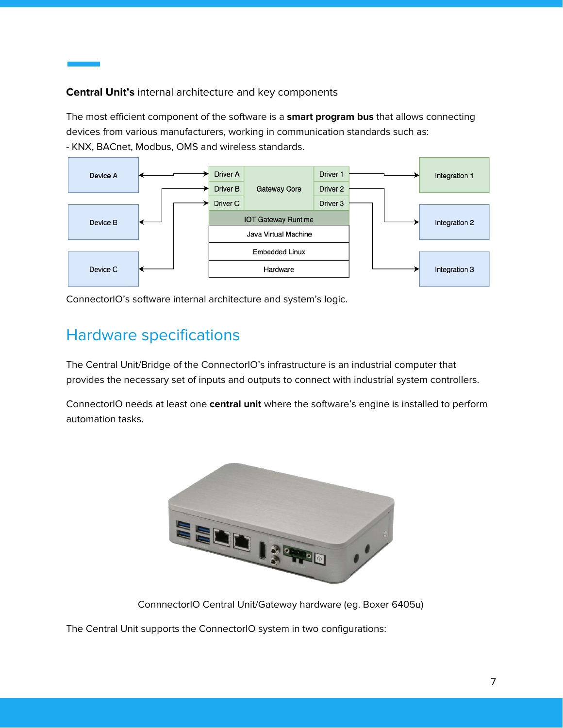**Central Unit's** internal architecture and key components

The most efficient component of the software is a **smart program bus** that allows connecting devices from various manufacturers, working in communication standards such as:
- KNX, BACnet, Modbus, OMS and wireless standards.

Device A | Device B | Device C | Driver A | Driver B | Driver C | Gateway Core | Driver 1 | Driver 2 | Driver 3 | IOT Gateway Runtime | Java Virtual Machine | Embedded Linux | Hardware | Integration 1 | Integration 2 | Integration 3

ConnectorIO's software internal architecture and system's logic.

## Hardware specifications

The Central Unit/Bridge of the ConnectorIO's infrastructure is an industrial computer that provides the necessary set of inputs and outputs to connect with industrial system controllers.

ConnectorIO needs at least one **central unit** where the software's engine is installed to perform automation tasks.

ConnnectorIO Central Unit/Gateway hardware (eg. Boxer 6405u)

The Central Unit supports the ConnectorIO system in two configurations: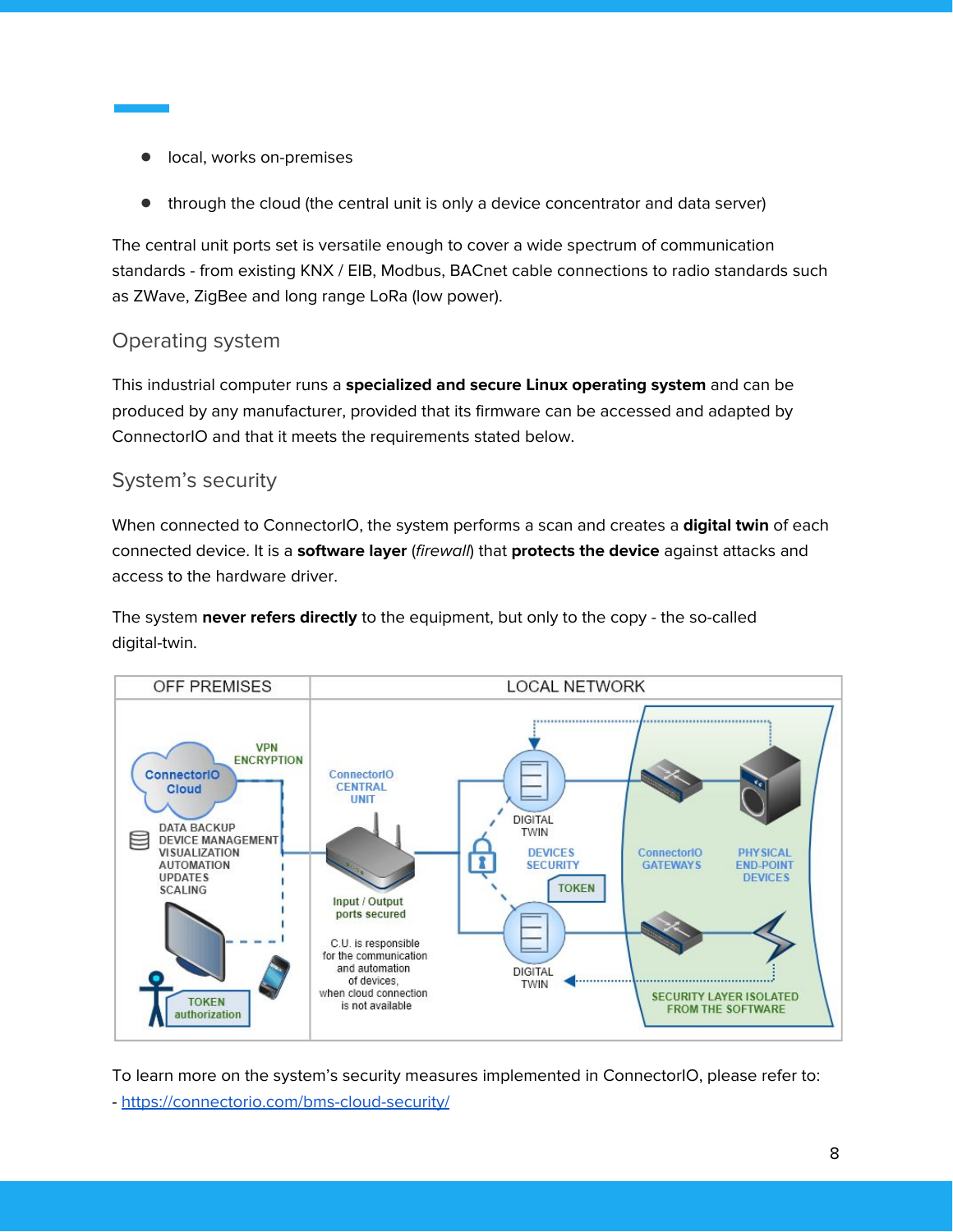- local, works on-premises
- through the cloud (the central unit is only a device concentrator and data server)

The central unit ports set is versatile enough to cover a wide spectrum of communication standards - from existing KNX / EIB, Modbus, BACnet cable connections to radio standards such as ZWave, ZigBee and long range LoRa (low power).

## Operating system

This industrial computer runs a **specialized and secure Linux operating system** and can be produced by any manufacturer, provided that its firmware can be accessed and adapted by ConnectorIO and that it meets the requirements stated below.

## System's security

When connected to ConnectorIO, the system performs a scan and creates a **digital twin** of each connected device. It is a **software layer** (*firewall*) that **protects the device** against attacks and access to the hardware driver.

The system **never refers directly** to the equipment, but only to the copy - the so-called digital-twin.

To learn more on the system's security measures implemented in ConnectorIO, please refer to:
- https://connectorio.com/bms-cloud-security/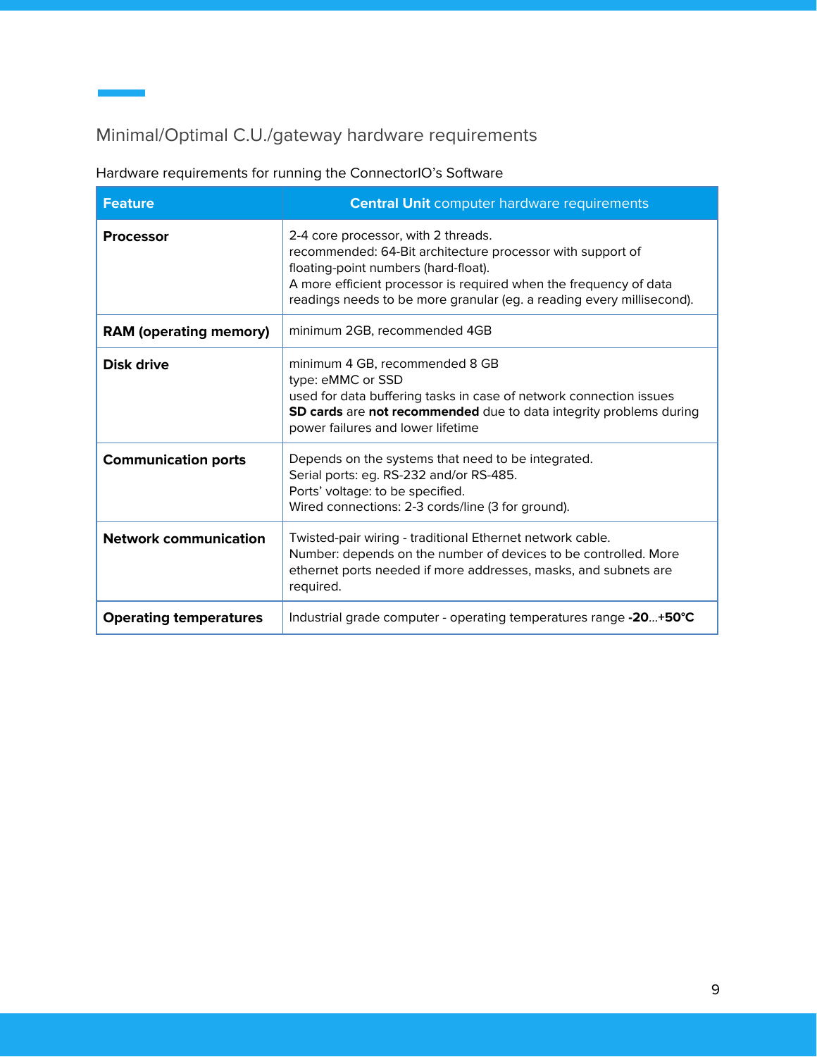## Minimal/Optimal C.U./gateway hardware requirements

Hardware requirements for running the ConnectorIO's Software

| Feature | **Central Unit** computer hardware requirements |
|---|---|
| **Processor** | 2-4 core processor, with 2 threads.<br>recommended: 64-Bit architecture processor with support of floating-point numbers (hard-float).<br>A more efficient processor is required when the frequency of data readings needs to be more granular (eg. a reading every millisecond). |
| **RAM (operating memory)** | minimum 2GB, recommended 4GB |
| **Disk drive** | minimum 4 GB, recommended 8 GB<br>type: eMMC or SSD<br>used for data buffering tasks in case of network connection issues<br>**SD cards** are **not recommended** due to data integrity problems during power failures and lower lifetime |
| **Communication ports** | Depends on the systems that need to be integrated.<br>Serial ports: eg. RS-232 and/or RS-485.<br>Ports' voltage: to be specified.<br>Wired connections: 2-3 cords/line (3 for ground). |
| **Network communication** | Twisted-pair wiring - traditional Ethernet network cable.<br>Number: depends on the number of devices to be controlled. More ethernet ports needed if more addresses, masks, and subnets are required. |
| **Operating temperatures** | Industrial grade computer - operating temperatures range **-20**...**+50°C** |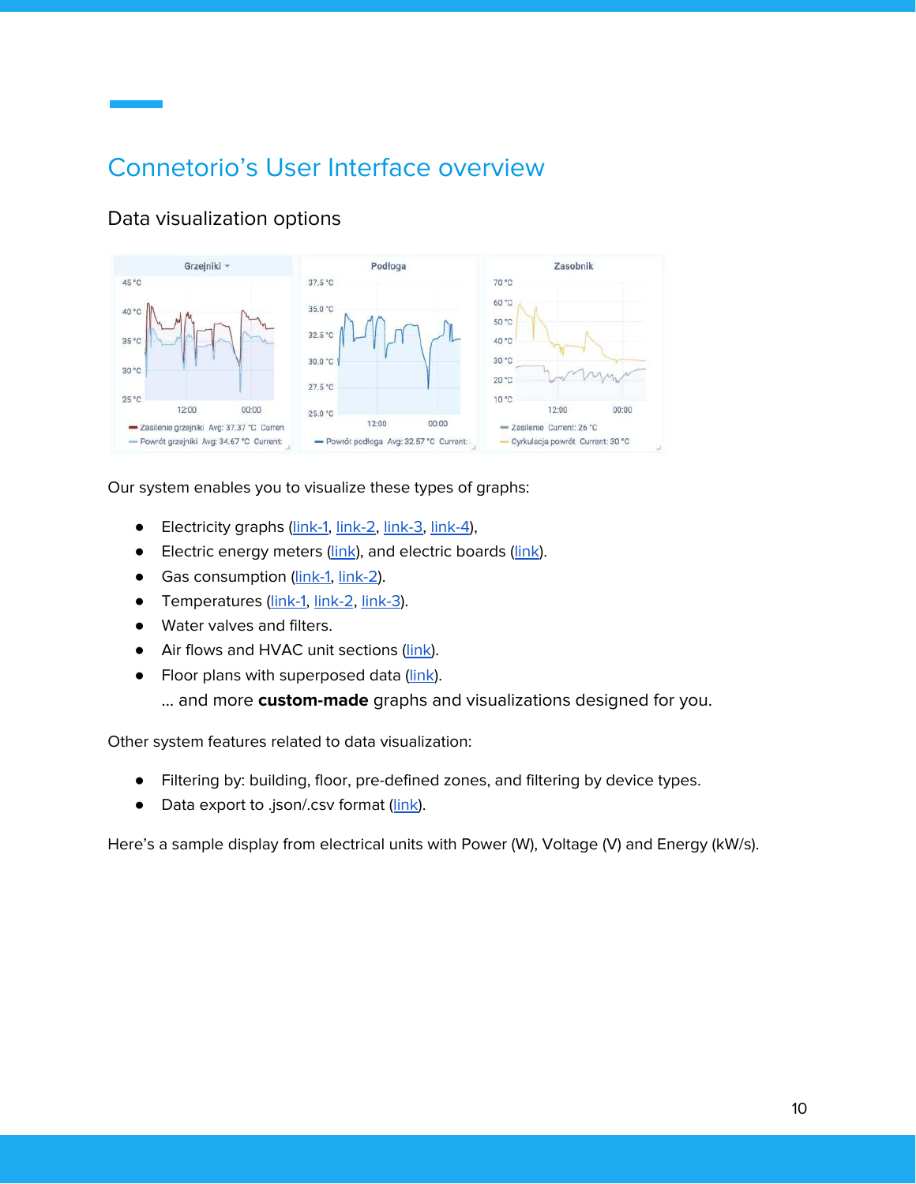# Connetorio's User Interface overview

## Data visualization options

Our system enables you to visualize these types of graphs:

- Electricity graphs (link-1, link-2, link-3, link-4),
- Electric energy meters (link), and electric boards (link).
- Gas consumption (link-1, link-2).
- Temperatures (link-1, link-2, link-3).
- Water valves and filters.
- Air flows and HVAC unit sections (link).
- Floor plans with superposed data (link).

  … and more **custom-made** graphs and visualizations designed for you.

Other system features related to data visualization:

- Filtering by: building, floor, pre-defined zones, and filtering by device types.
- Data export to .json/.csv format (link).

Here's a sample display from electrical units with Power (W), Voltage (V) and Energy (kW/s).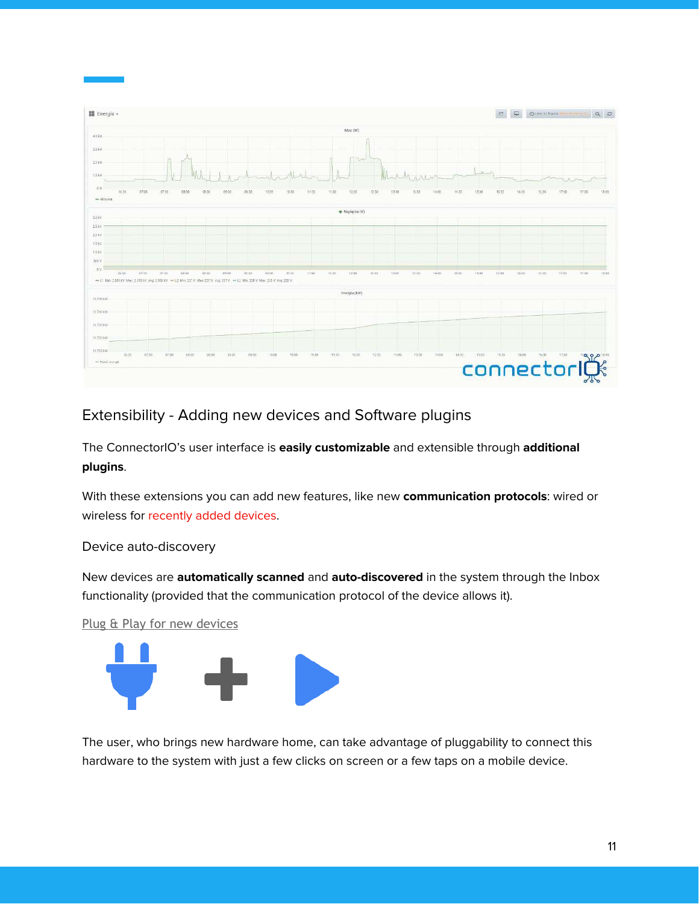## Extensibility - Adding new devices and Software plugins

The ConnectorIO's user interface is **easily customizable** and extensible through **additional plugins**.

With these extensions you can add new features, like new **communication protocols**: wired or wireless for recently added devices.

### Device auto-discovery

New devices are **automatically scanned** and **auto-discovered** in the system through the Inbox functionality (provided that the communication protocol of the device allows it).

Plug & Play for new devices

The user, who brings new hardware home, can take advantage of pluggability to connect this hardware to the system with just a few clicks on screen or a few taps on a mobile device.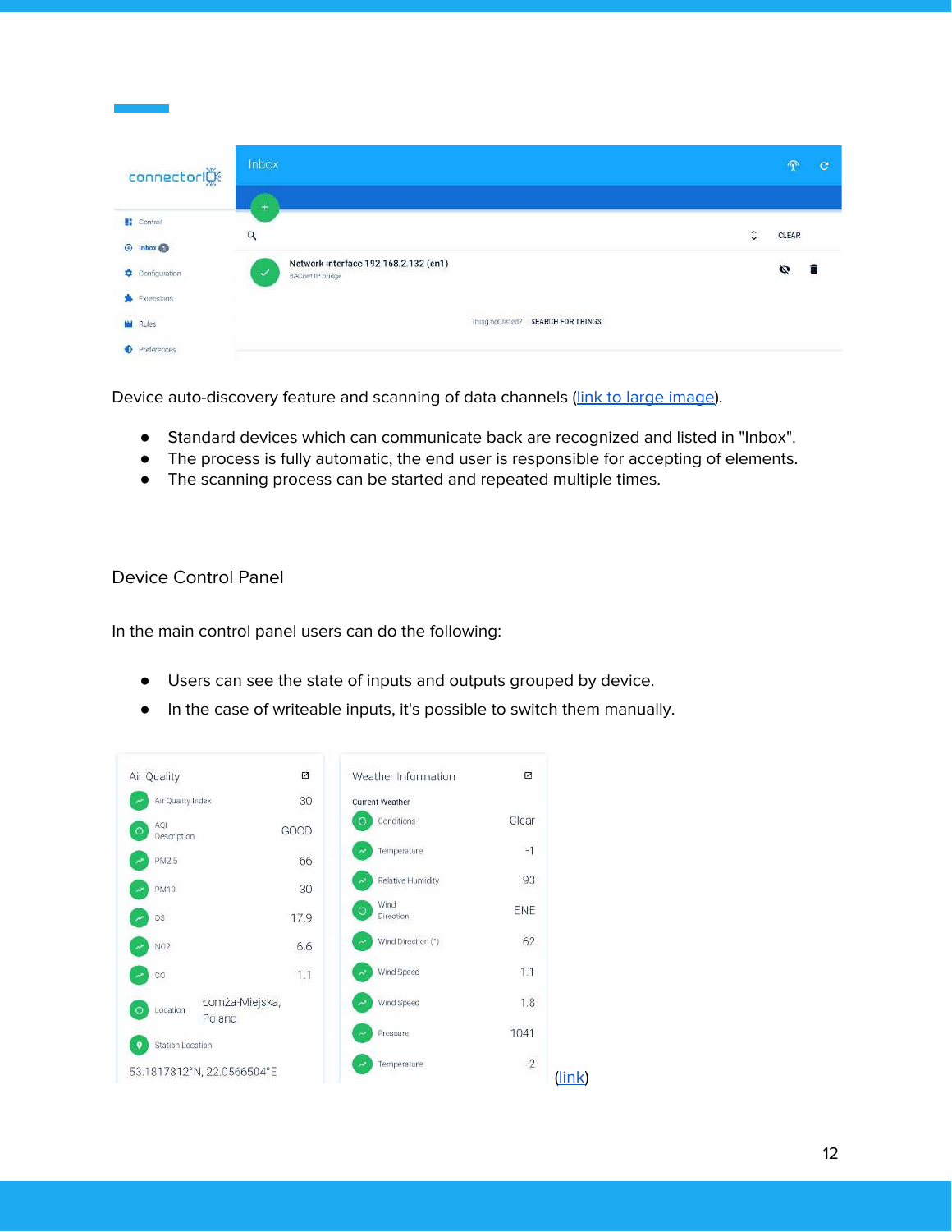Device auto-discovery feature and scanning of data channels (link to large image).

- Standard devices which can communicate back are recognized and listed in "Inbox".
- The process is fully automatic, the end user is responsible for accepting of elements.
- The scanning process can be started and repeated multiple times.

## Device Control Panel

In the main control panel users can do the following:

- Users can see the state of inputs and outputs grouped by device.
- In the case of writeable inputs, it's possible to switch them manually.

(link)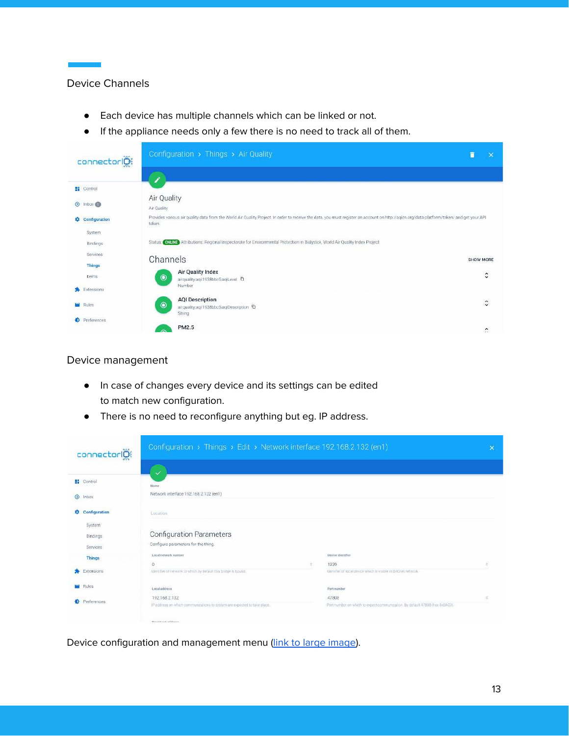## Device Channels

- Each device has multiple channels which can be linked or not.
- If the appliance needs only a few there is no need to track all of them.

## Device management

- In case of changes every device and its settings can be edited to match new configuration.
- There is no need to reconfigure anything but eg. IP address.

Device configuration and management menu (link to large image).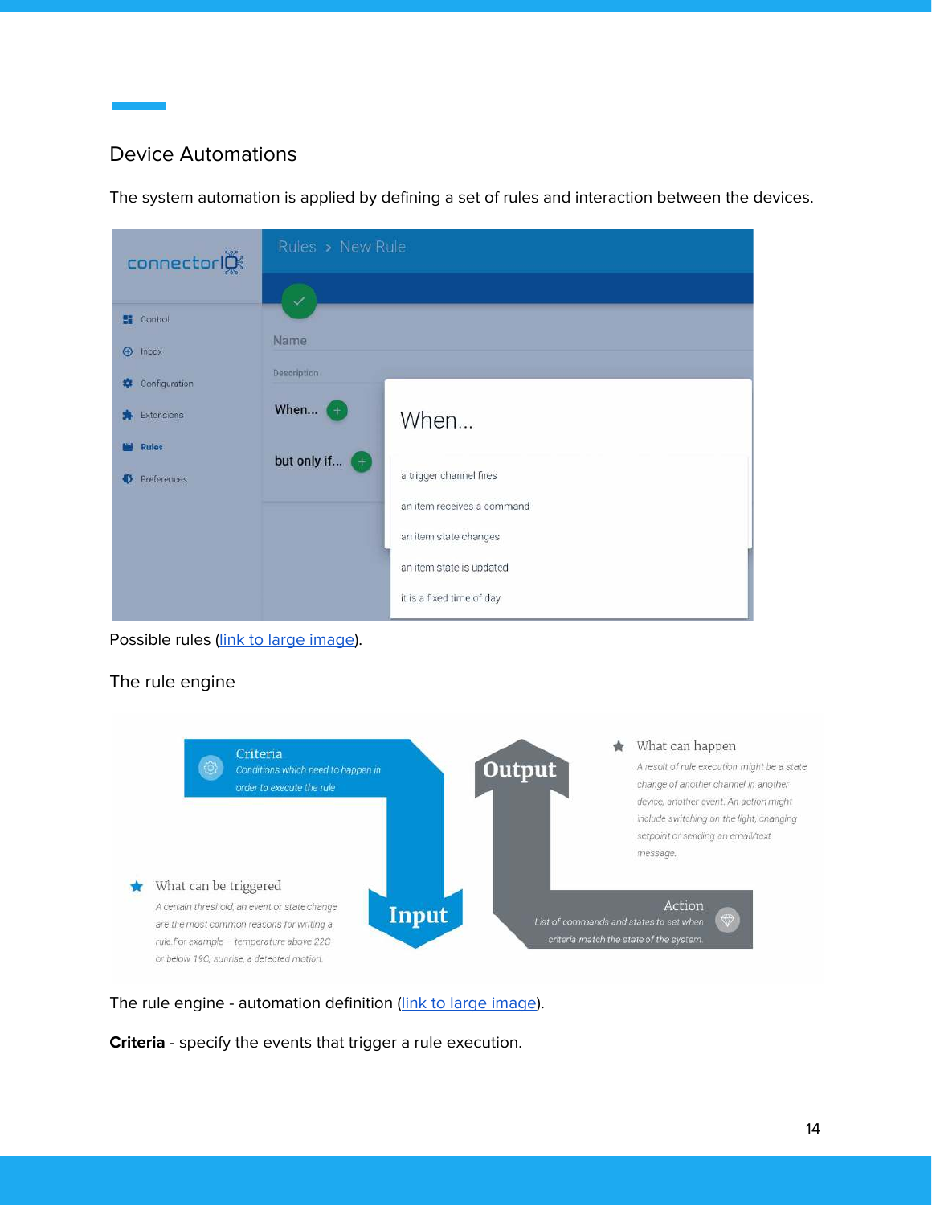## Device Automations

The system automation is applied by defining a set of rules and interaction between the devices.

Possible rules ([link to large image]()).

The rule engine

The rule engine - automation definition ([link to large image]()).

**Criteria** - specify the events that trigger a rule execution.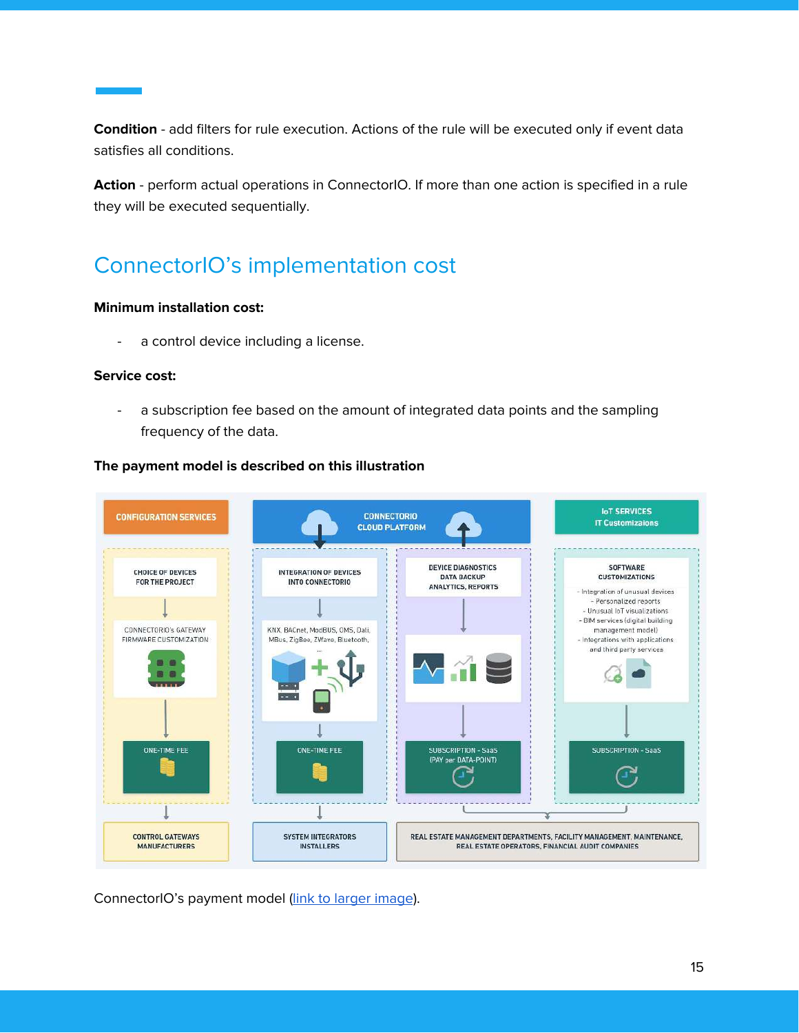**Condition** - add filters for rule execution. Actions of the rule will be executed only if event data satisfies all conditions.

**Action** - perform actual operations in ConnectorIO. If more than one action is specified in a rule they will be executed sequentially.

## ConnectorIO's implementation cost

**Minimum installation cost:**

- a control device including a license.

**Service cost:**

- a subscription fee based on the amount of integrated data points and the sampling frequency of the data.

**The payment model is described on this illustration**

ConnectorIO's payment model (link to larger image).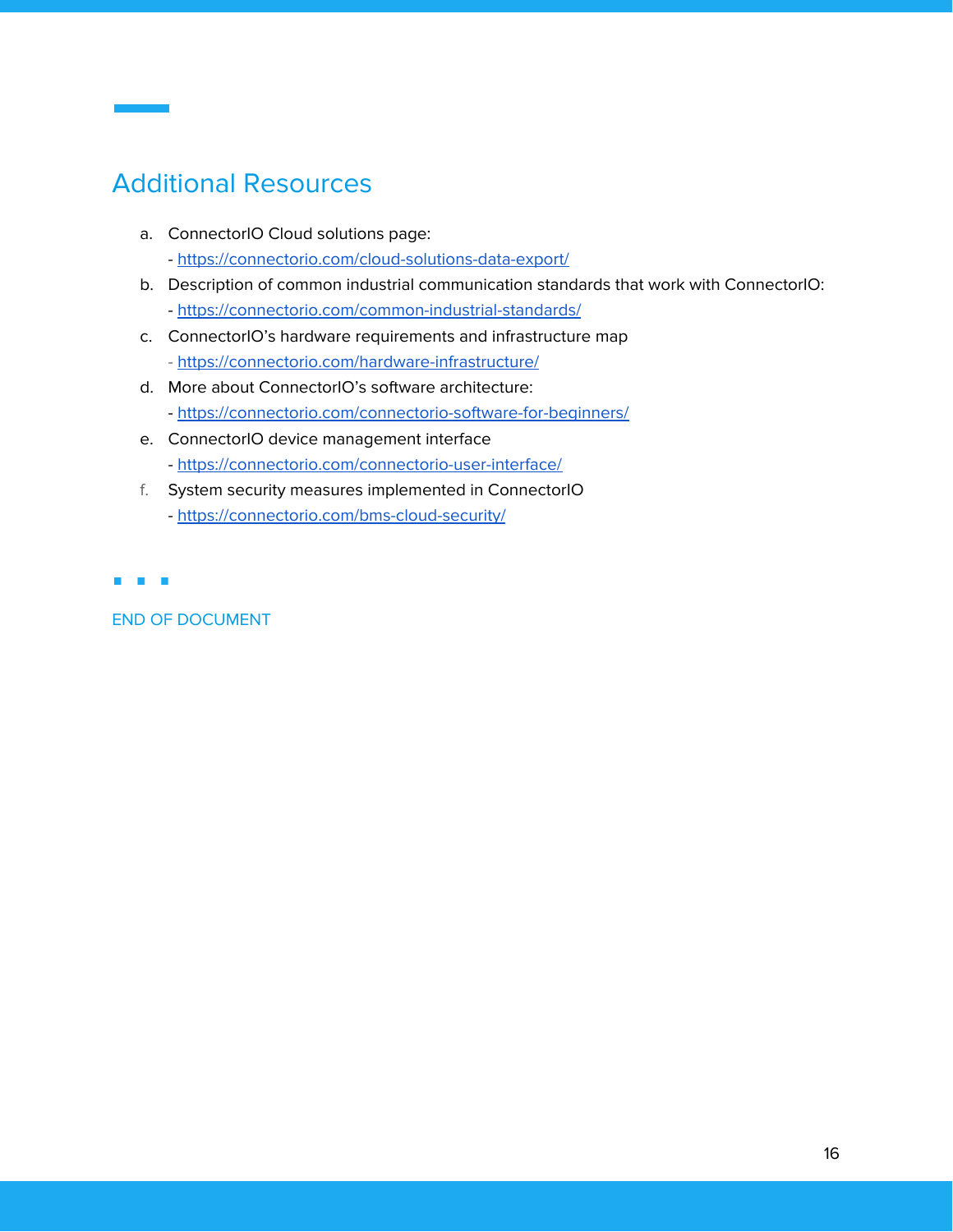## Additional Resources

a. ConnectorIO Cloud solutions page:
   - https://connectorio.com/cloud-solutions-data-export/
b. Description of common industrial communication standards that work with ConnectorIO:
   - https://connectorio.com/common-industrial-standards/
c. ConnectorIO's hardware requirements and infrastructure map
   - https://connectorio.com/hardware-infrastructure/
d. More about ConnectorIO's software architecture:
   - https://connectorio.com/connectorio-software-for-beginners/
e. ConnectorIO device management interface
   - https://connectorio.com/connectorio-user-interface/
f. System security measures implemented in ConnectorIO
   - https://connectorio.com/bms-cloud-security/

END OF DOCUMENT